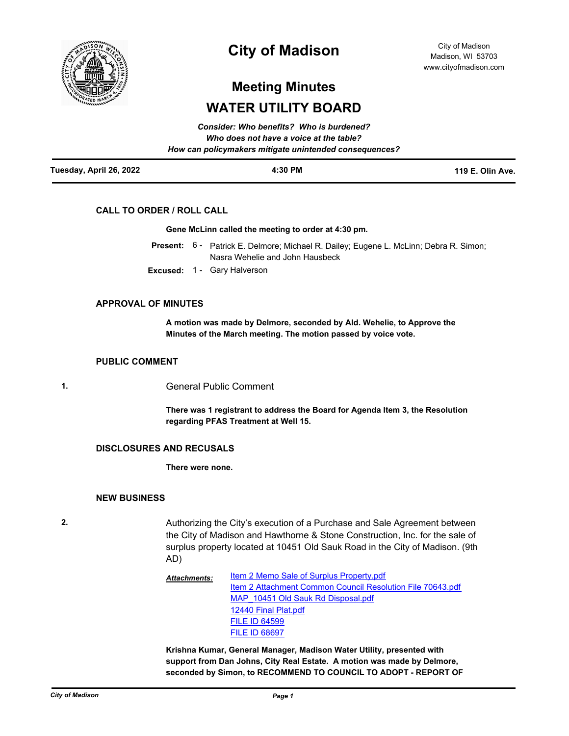# City of Madison

City of Madison
Madison, WI 53703
www.cityofmadison.com

## Meeting Minutes

# WATER UTILITY BOARD

***Consider: Who benefits? Who is burdened?***
***Who does not have a voice at the table?***
***How can policymakers mitigate unintended consequences?***

| **Tuesday, April 26, 2022** | **4:30 PM** | **119 E. Olin Ave.** |
|---|---|---|

### CALL TO ORDER / ROLL CALL

**Gene McLinn called the meeting to order at 4:30 pm.**

**Present:** 6 - Patrick E. Delmore; Michael R. Dailey; Eugene L. McLinn; Debra R. Simon; Nasra Wehelie and John Hausbeck

**Excused:** 1 - Gary Halverson

### APPROVAL OF MINUTES

**A motion was made by Delmore, seconded by Ald. Wehelie, to Approve the Minutes of the March meeting. The motion passed by voice vote.**

### PUBLIC COMMENT

**1.** General Public Comment

**There was 1 registrant to address the Board for Agenda Item 3, the Resolution regarding PFAS Treatment at Well 15.**

### DISCLOSURES AND RECUSALS

**There were none.**

### NEW BUSINESS

**2.** Authorizing the City's execution of a Purchase and Sale Agreement between the City of Madison and Hawthorne & Stone Construction, Inc. for the sale of surplus property located at 10451 Old Sauk Road in the City of Madison. (9th AD)

***Attachments:***
- Item 2 Memo Sale of Surplus Property.pdf
- Item 2 Attachment Common Council Resolution File 70643.pdf
- MAP_10451 Old Sauk Rd Disposal.pdf
- 12440 Final Plat.pdf
- FILE ID 64599
- FILE ID 68697

**Krishna Kumar, General Manager, Madison Water Utility, presented with support from Dan Johns, City Real Estate. A motion was made by Delmore, seconded by Simon, to RECOMMEND TO COUNCIL TO ADOPT - REPORT OF**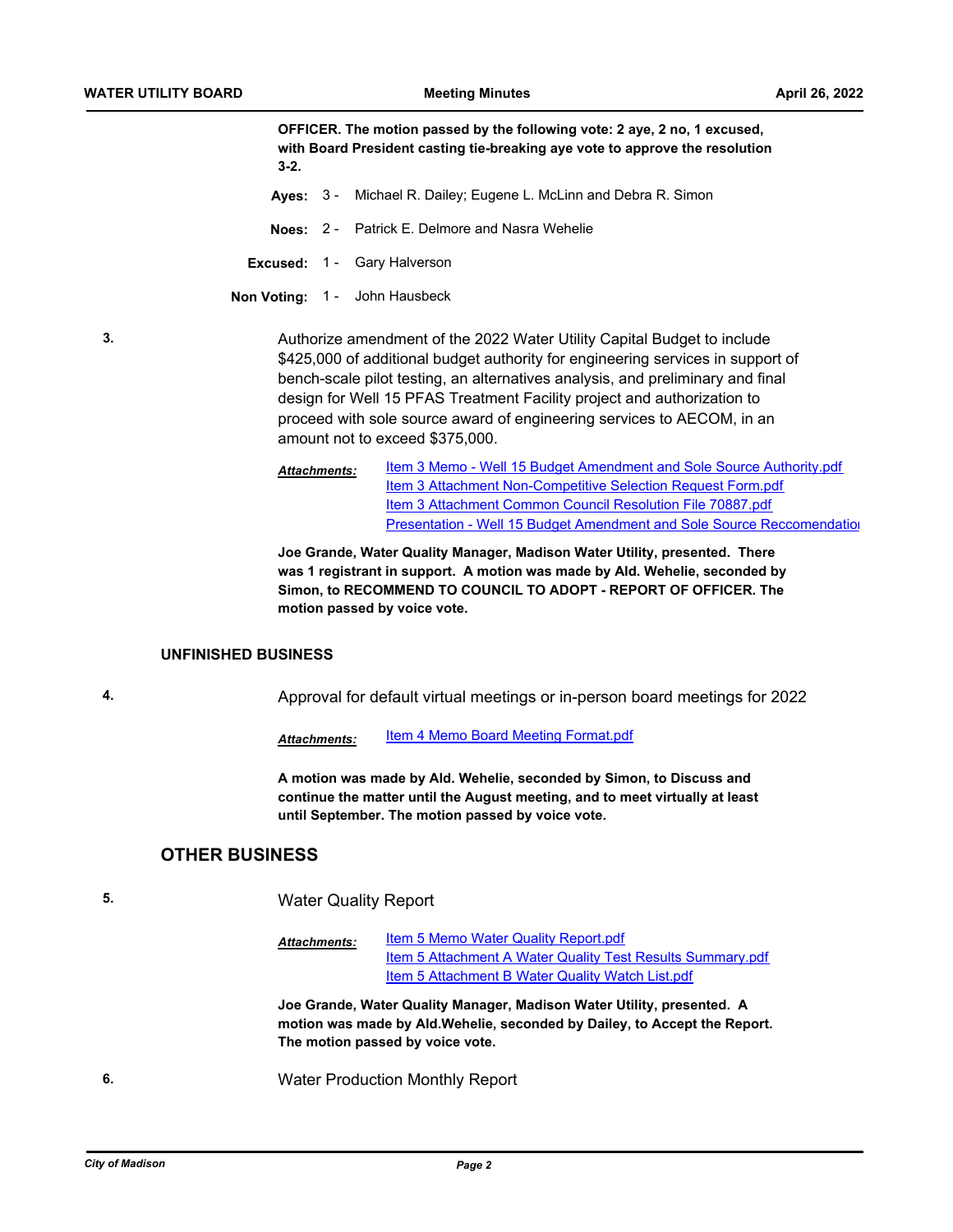**OFFICER. The motion passed by the following vote: 2 aye, 2 no, 1 excused, with Board President casting tie-breaking aye vote to approve the resolution 3-2.**

**Ayes:** 3 - Michael R. Dailey; Eugene L. McLinn and Debra R. Simon

**Noes:** 2 - Patrick E. Delmore and Nasra Wehelie

**Excused:** 1 - Gary Halverson

**Non Voting:** 1 - John Hausbeck

**3.** Authorize amendment of the 2022 Water Utility Capital Budget to include $425,000 of additional budget authority for engineering services in support of bench-scale pilot testing, an alternatives analysis, and preliminary and final design for Well 15 PFAS Treatment Facility project and authorization to proceed with sole source award of engineering services to AECOM, in an amount not to exceed $375,000.

***Attachments:***
Item 3 Memo - Well 15 Budget Amendment and Sole Source Authority.pdf
Item 3 Attachment Non-Competitive Selection Request Form.pdf
Item 3 Attachment Common Council Resolution File 70887.pdf
Presentation - Well 15 Budget Amendment and Sole Source Reccomendatio

**Joe Grande, Water Quality Manager, Madison Water Utility, presented. There was 1 registrant in support. A motion was made by Ald. Wehelie, seconded by Simon, to RECOMMEND TO COUNCIL TO ADOPT - REPORT OF OFFICER. The motion passed by voice vote.**

## UNFINISHED BUSINESS

**4.** Approval for default virtual meetings or in-person board meetings for 2022

***Attachments:*** Item 4 Memo Board Meeting Format.pdf

**A motion was made by Ald. Wehelie, seconded by Simon, to Discuss and continue the matter until the August meeting, and to meet virtually at least until September. The motion passed by voice vote.**

## OTHER BUSINESS

**5.** Water Quality Report

***Attachments:***
Item 5 Memo Water Quality Report.pdf
Item 5 Attachment A Water Quality Test Results Summary.pdf
Item 5 Attachment B Water Quality Watch List.pdf

**Joe Grande, Water Quality Manager, Madison Water Utility, presented. A motion was made by Ald.Wehelie, seconded by Dailey, to Accept the Report. The motion passed by voice vote.**

**6.** Water Production Monthly Report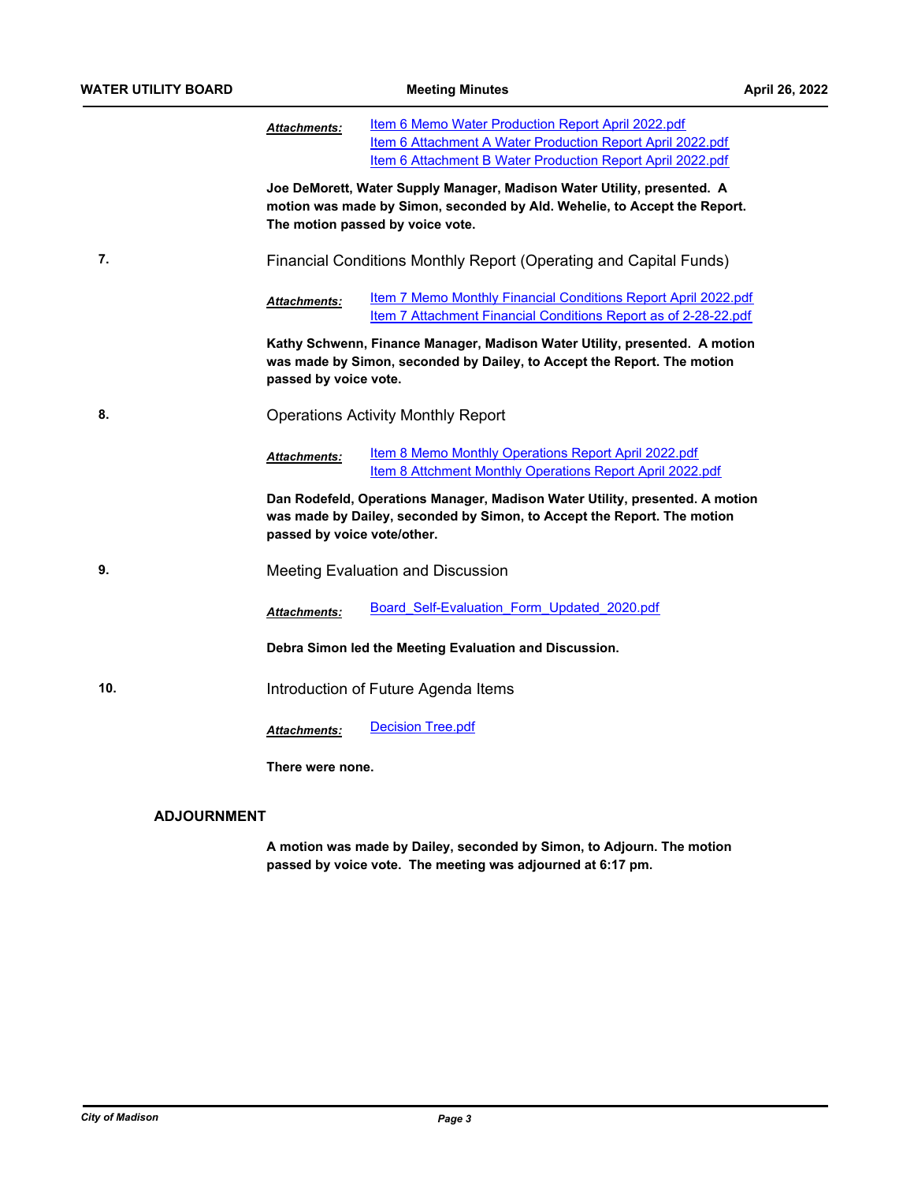*Attachments:* Item 6 Memo Water Production Report April 2022.pdf
Item 6 Attachment A Water Production Report April 2022.pdf
Item 6 Attachment B Water Production Report April 2022.pdf

**Joe DeMorett, Water Supply Manager, Madison Water Utility, presented. A motion was made by Simon, seconded by Ald. Wehelie, to Accept the Report. The motion passed by voice vote.**

**7.** Financial Conditions Monthly Report (Operating and Capital Funds)

*Attachments:* Item 7 Memo Monthly Financial Conditions Report April 2022.pdf
Item 7 Attachment Financial Conditions Report as of 2-28-22.pdf

**Kathy Schwenn, Finance Manager, Madison Water Utility, presented. A motion was made by Simon, seconded by Dailey, to Accept the Report. The motion passed by voice vote.**

**8.** Operations Activity Monthly Report

*Attachments:* Item 8 Memo Monthly Operations Report April 2022.pdf
Item 8 Attchment Monthly Operations Report April 2022.pdf

**Dan Rodefeld, Operations Manager, Madison Water Utility, presented. A motion was made by Dailey, seconded by Simon, to Accept the Report. The motion passed by voice vote/other.**

**9.** Meeting Evaluation and Discussion

*Attachments:* Board_Self-Evaluation_Form_Updated_2020.pdf

**Debra Simon led the Meeting Evaluation and Discussion.**

**10.** Introduction of Future Agenda Items

*Attachments:* Decision Tree.pdf

**There were none.**

## ADJOURNMENT

**A motion was made by Dailey, seconded by Simon, to Adjourn. The motion passed by voice vote. The meeting was adjourned at 6:17 pm.**